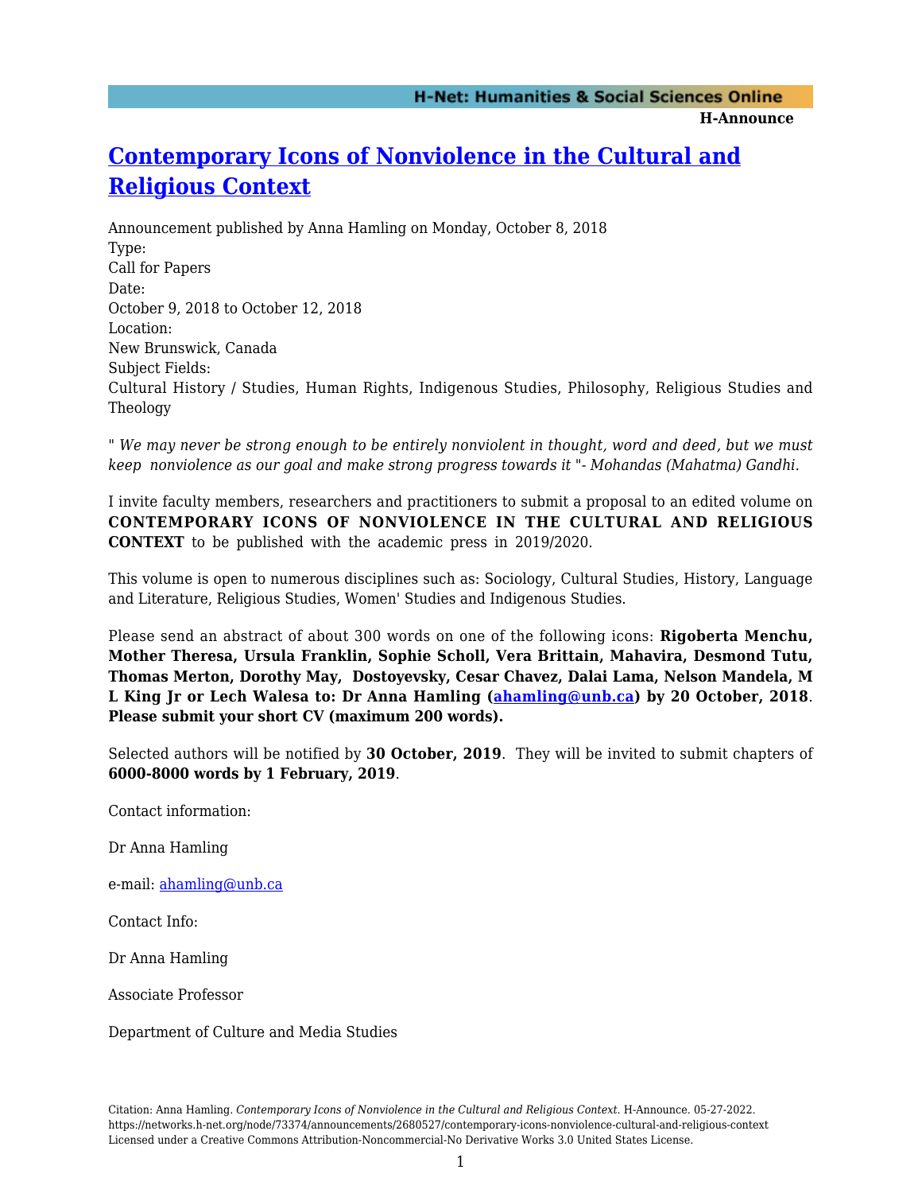# Contemporary Icons of Nonviolence in the Cultural and Religious Context

Announcement published by Anna Hamling on Monday, October 8, 2018

Type:
Call for Papers

Date:
October 9, 2018 to October 12, 2018

Location:
New Brunswick, Canada

Subject Fields:
Cultural History / Studies, Human Rights, Indigenous Studies, Philosophy, Religious Studies and Theology

" *We may never be strong enough to be entirely nonviolent in thought, word and deed, but we must keep nonviolence as our goal and make strong progress towards it* "*- Mohandas (Mahatma) Gandhi*.

I invite faculty members, researchers and practitioners to submit a proposal to an edited volume on **CONTEMPORARY ICONS OF NONVIOLENCE IN THE CULTURAL AND RELIGIOUS CONTEXT** to be published with the academic press in 2019/2020.

This volume is open to numerous disciplines such as: Sociology, Cultural Studies, History, Language and Literature, Religious Studies, Women' Studies and Indigenous Studies.

Please send an abstract of about 300 words on one of the following icons: **Rigoberta Menchu, Mother Theresa, Ursula Franklin, Sophie Scholl, Vera Brittain, Mahavira, Desmond Tutu, Thomas Merton, Dorothy May, Dostoyevsky, Cesar Chavez, Dalai Lama, Nelson Mandela, M L King Jr or Lech Walesa to: Dr Anna Hamling (ahamling@unb.ca) by 20 October, 2018**. **Please submit your short CV (maximum 200 words).**

Selected authors will be notified by **30 October, 2019**. They will be invited to submit chapters of **6000-8000 words by 1 February, 2019**.

Contact information:

Dr Anna Hamling

e-mail: ahamling@unb.ca

Contact Info:

Dr Anna Hamling

Associate Professor

Department of Culture and Media Studies

Citation: Anna Hamling. *Contemporary Icons of Nonviolence in the Cultural and Religious Context*. H-Announce. 05-27-2022. https://networks.h-net.org/node/73374/announcements/2680527/contemporary-icons-nonviolence-cultural-and-religious-context
Licensed under a Creative Commons Attribution-Noncommercial-No Derivative Works 3.0 United States License.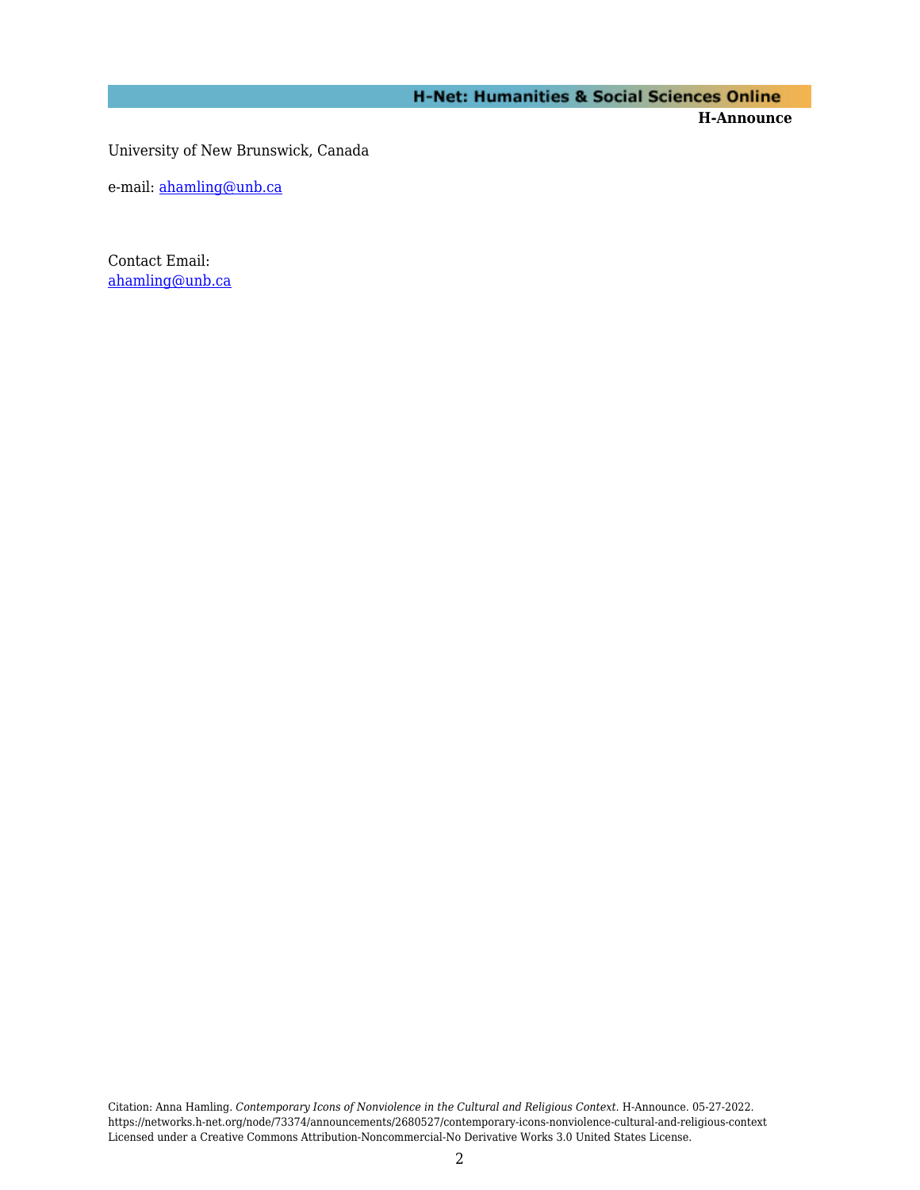University of New Brunswick, Canada

e-mail: ahamling@unb.ca

Contact Email:
ahamling@unb.ca